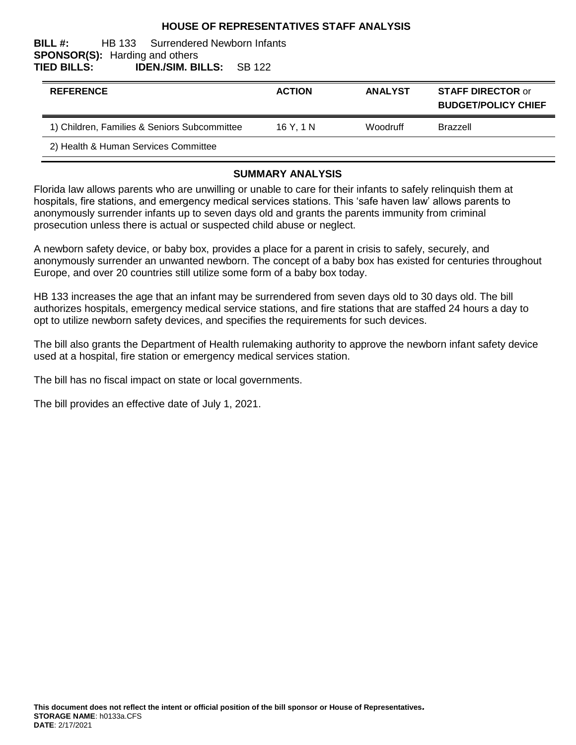# HOUSE OF REPRESENTATIVES STAFF ANALYSIS

**BILL #:** HB 133 Surrendered Newborn Infants
**SPONSOR(S):** Harding and others
**TIED BILLS:** **IDEN./SIM. BILLS:** SB 122

| REFERENCE | ACTION | ANALYST | STAFF DIRECTOR or BUDGET/POLICY CHIEF |
|---|---|---|---|
| 1) Children, Families & Seniors Subcommittee | 16 Y, 1 N | Woodruff | Brazzell |
| 2) Health & Human Services Committee | | | |

## SUMMARY ANALYSIS

Florida law allows parents who are unwilling or unable to care for their infants to safely relinquish them at hospitals, fire stations, and emergency medical services stations. This 'safe haven law' allows parents to anonymously surrender infants up to seven days old and grants the parents immunity from criminal prosecution unless there is actual or suspected child abuse or neglect.

A newborn safety device, or baby box, provides a place for a parent in crisis to safely, securely, and anonymously surrender an unwanted newborn. The concept of a baby box has existed for centuries throughout Europe, and over 20 countries still utilize some form of a baby box today.

HB 133 increases the age that an infant may be surrendered from seven days old to 30 days old. The bill authorizes hospitals, emergency medical service stations, and fire stations that are staffed 24 hours a day to opt to utilize newborn safety devices, and specifies the requirements for such devices.

The bill also grants the Department of Health rulemaking authority to approve the newborn infant safety device used at a hospital, fire station or emergency medical services station.

The bill has no fiscal impact on state or local governments.

The bill provides an effective date of July 1, 2021.

**This document does not reflect the intent or official position of the bill sponsor or House of Representatives.**
**STORAGE NAME**: h0133a.CFS
**DATE**: 2/17/2021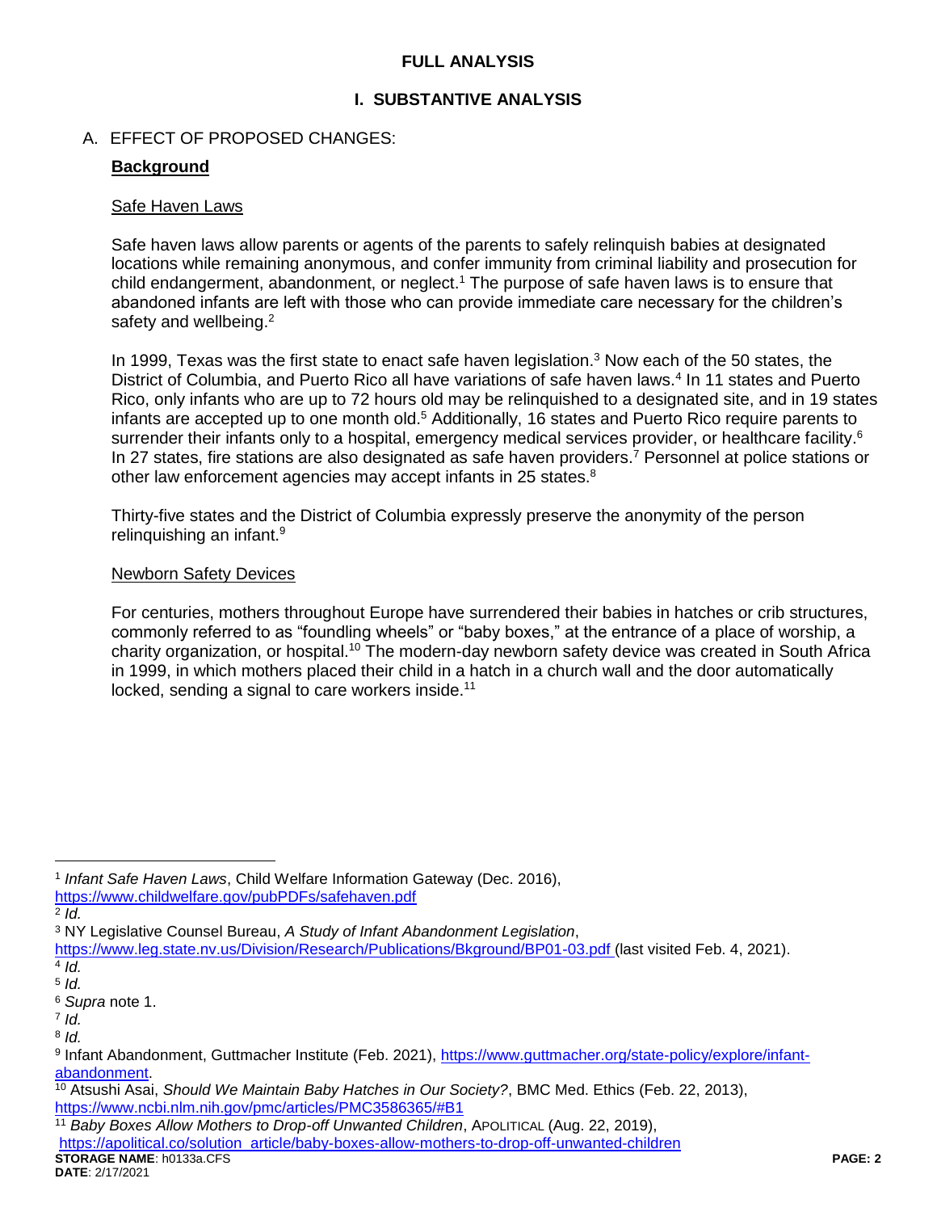# FULL ANALYSIS

## I. SUBSTANTIVE ANALYSIS

### A. EFFECT OF PROPOSED CHANGES:

**Background**

Safe Haven Laws

Safe haven laws allow parents or agents of the parents to safely relinquish babies at designated locations while remaining anonymous, and confer immunity from criminal liability and prosecution for child endangerment, abandonment, or neglect.[1] The purpose of safe haven laws is to ensure that abandoned infants are left with those who can provide immediate care necessary for the children's safety and wellbeing.[2]

In 1999, Texas was the first state to enact safe haven legislation.[3] Now each of the 50 states, the District of Columbia, and Puerto Rico all have variations of safe haven laws.[4] In 11 states and Puerto Rico, only infants who are up to 72 hours old may be relinquished to a designated site, and in 19 states infants are accepted up to one month old.[5] Additionally, 16 states and Puerto Rico require parents to surrender their infants only to a hospital, emergency medical services provider, or healthcare facility.[6] In 27 states, fire stations are also designated as safe haven providers.[7] Personnel at police stations or other law enforcement agencies may accept infants in 25 states.[8]

Thirty-five states and the District of Columbia expressly preserve the anonymity of the person relinquishing an infant.[9]

Newborn Safety Devices

For centuries, mothers throughout Europe have surrendered their babies in hatches or crib structures, commonly referred to as "foundling wheels" or "baby boxes," at the entrance of a place of worship, a charity organization, or hospital.[10] The modern-day newborn safety device was created in South Africa in 1999, in which mothers placed their child in a hatch in a church wall and the door automatically locked, sending a signal to care workers inside.[11]

---

[1] *Infant Safe Haven Laws*, Child Welfare Information Gateway (Dec. 2016), https://www.childwelfare.gov/pubPDFs/safehaven.pdf

[2] *Id.*

[3] NY Legislative Counsel Bureau, *A Study of Infant Abandonment Legislation*, https://www.leg.state.nv.us/Division/Research/Publications/Bkground/BP01-03.pdf (last visited Feb. 4, 2021).

[4] *Id.*

[5] *Id.*

[6] *Supra* note 1.

[7] *Id.*

[8] *Id.*

[9] Infant Abandonment, Guttmacher Institute (Feb. 2021), https://www.guttmacher.org/state-policy/explore/infant-abandonment.

[10] Atsushi Asai, *Should We Maintain Baby Hatches in Our Society?*, BMC Med. Ethics (Feb. 22, 2013), https://www.ncbi.nlm.nih.gov/pmc/articles/PMC3586365/#B1

[11] *Baby Boxes Allow Mothers to Drop-off Unwanted Children*, APOLITICAL (Aug. 22, 2019), https://apolitical.co/solution_article/baby-boxes-allow-mothers-to-drop-off-unwanted-children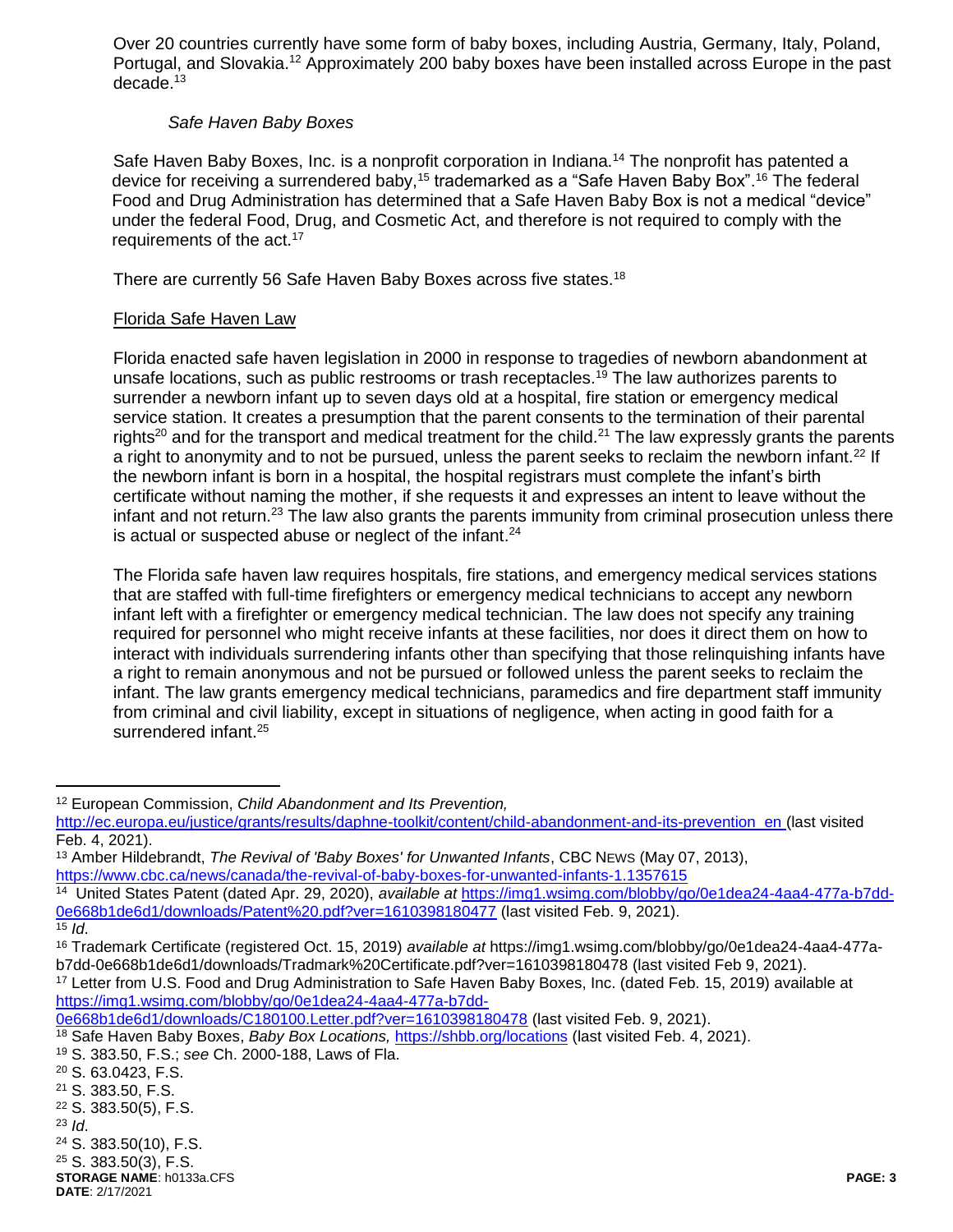Over 20 countries currently have some form of baby boxes, including Austria, Germany, Italy, Poland, Portugal, and Slovakia.[12] Approximately 200 baby boxes have been installed across Europe in the past decade.[13]

*Safe Haven Baby Boxes*

Safe Haven Baby Boxes, Inc. is a nonprofit corporation in Indiana.[14] The nonprofit has patented a device for receiving a surrendered baby,[15] trademarked as a "Safe Haven Baby Box".[16] The federal Food and Drug Administration has determined that a Safe Haven Baby Box is not a medical "device" under the federal Food, Drug, and Cosmetic Act, and therefore is not required to comply with the requirements of the act.[17]

There are currently 56 Safe Haven Baby Boxes across five states.[18]

Florida Safe Haven Law

Florida enacted safe haven legislation in 2000 in response to tragedies of newborn abandonment at unsafe locations, such as public restrooms or trash receptacles.[19] The law authorizes parents to surrender a newborn infant up to seven days old at a hospital, fire station or emergency medical service station. It creates a presumption that the parent consents to the termination of their parental rights[20] and for the transport and medical treatment for the child.[21] The law expressly grants the parents a right to anonymity and to not be pursued, unless the parent seeks to reclaim the newborn infant.[22] If the newborn infant is born in a hospital, the hospital registrars must complete the infant's birth certificate without naming the mother, if she requests it and expresses an intent to leave without the infant and not return.[23] The law also grants the parents immunity from criminal prosecution unless there is actual or suspected abuse or neglect of the infant.[24]

The Florida safe haven law requires hospitals, fire stations, and emergency medical services stations that are staffed with full-time firefighters or emergency medical technicians to accept any newborn infant left with a firefighter or emergency medical technician. The law does not specify any training required for personnel who might receive infants at these facilities, nor does it direct them on how to interact with individuals surrendering infants other than specifying that those relinquishing infants have a right to remain anonymous and not be pursued or followed unless the parent seeks to reclaim the infant. The law grants emergency medical technicians, paramedics and fire department staff immunity from criminal and civil liability, except in situations of negligence, when acting in good faith for a surrendered infant.[25]

---

[12] European Commission, *Child Abandonment and Its Prevention,* http://ec.europa.eu/justice/grants/results/daphne-toolkit/content/child-abandonment-and-its-prevention_en (last visited Feb. 4, 2021).

[13] Amber Hildebrandt, *The Revival of 'Baby Boxes' for Unwanted Infants*, CBC NEWS (May 07, 2013), https://www.cbc.ca/news/canada/the-revival-of-baby-boxes-for-unwanted-infants-1.1357615

[14] United States Patent (dated Apr. 29, 2020), *available at* https://img1.wsimg.com/blobby/go/0e1dea24-4aa4-477a-b7dd-0e668b1de6d1/downloads/Patent%20.pdf?ver=1610398180477 (last visited Feb. 9, 2021).

[15] *Id*.

[16] Trademark Certificate (registered Oct. 15, 2019) *available at* https://img1.wsimg.com/blobby/go/0e1dea24-4aa4-477a-b7dd-0e668b1de6d1/downloads/Tradmark%20Certificate.pdf?ver=1610398180478 (last visited Feb 9, 2021).

[17] Letter from U.S. Food and Drug Administration to Safe Haven Baby Boxes, Inc. (dated Feb. 15, 2019) available at https://img1.wsimg.com/blobby/go/0e1dea24-4aa4-477a-b7dd-0e668b1de6d1/downloads/C180100.Letter.pdf?ver=1610398180478 (last visited Feb. 9, 2021).

[18] Safe Haven Baby Boxes, *Baby Box Locations,* https://shbb.org/locations (last visited Feb. 4, 2021).

[19] S. 383.50, F.S.; *see* Ch. 2000-188, Laws of Fla.

[20] S. 63.0423, F.S.

[21] S. 383.50, F.S.

[22] S. 383.50(5), F.S.

[23] *Id*.

[24] S. 383.50(10), F.S.

[25] S. 383.50(3), F.S.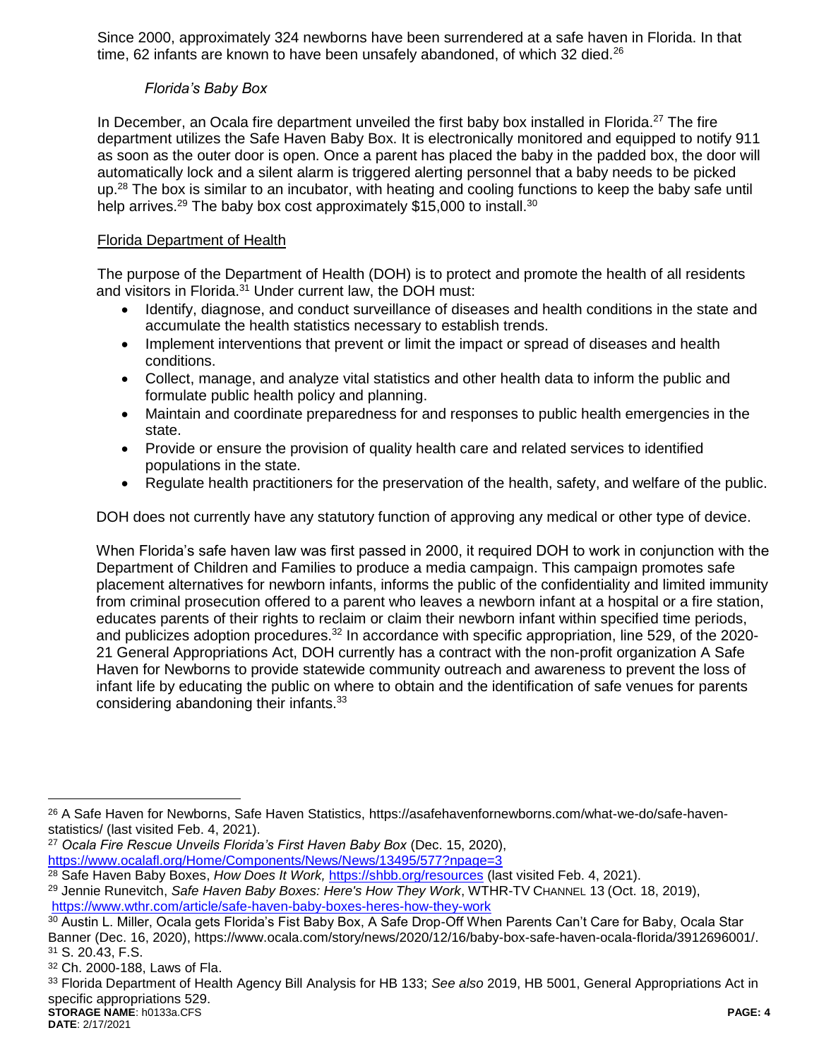Since 2000, approximately 324 newborns have been surrendered at a safe haven in Florida. In that time, 62 infants are known to have been unsafely abandoned, of which 32 died.[26]

*Florida's Baby Box*

In December, an Ocala fire department unveiled the first baby box installed in Florida.[27] The fire department utilizes the Safe Haven Baby Box. It is electronically monitored and equipped to notify 911 as soon as the outer door is open. Once a parent has placed the baby in the padded box, the door will automatically lock and a silent alarm is triggered alerting personnel that a baby needs to be picked up.[28] The box is similar to an incubator, with heating and cooling functions to keep the baby safe until help arrives.[29] The baby box cost approximately $15,000 to install.[30]

Florida Department of Health

The purpose of the Department of Health (DOH) is to protect and promote the health of all residents and visitors in Florida.[31] Under current law, the DOH must:

- Identify, diagnose, and conduct surveillance of diseases and health conditions in the state and accumulate the health statistics necessary to establish trends.
- Implement interventions that prevent or limit the impact or spread of diseases and health conditions.
- Collect, manage, and analyze vital statistics and other health data to inform the public and formulate public health policy and planning.
- Maintain and coordinate preparedness for and responses to public health emergencies in the state.
- Provide or ensure the provision of quality health care and related services to identified populations in the state.
- Regulate health practitioners for the preservation of the health, safety, and welfare of the public.

DOH does not currently have any statutory function of approving any medical or other type of device.

When Florida's safe haven law was first passed in 2000, it required DOH to work in conjunction with the Department of Children and Families to produce a media campaign. This campaign promotes safe placement alternatives for newborn infants, informs the public of the confidentiality and limited immunity from criminal prosecution offered to a parent who leaves a newborn infant at a hospital or a fire station, educates parents of their rights to reclaim or claim their newborn infant within specified time periods, and publicizes adoption procedures.[32] In accordance with specific appropriation, line 529, of the 2020-21 General Appropriations Act, DOH currently has a contract with the non-profit organization A Safe Haven for Newborns to provide statewide community outreach and awareness to prevent the loss of infant life by educating the public on where to obtain and the identification of safe venues for parents considering abandoning their infants.[33]

---

[26] A Safe Haven for Newborns, Safe Haven Statistics, https://asafehavenfornewborns.com/what-we-do/safe-haven-statistics/ (last visited Feb. 4, 2021).

[27] *Ocala Fire Rescue Unveils Florida's First Haven Baby Box* (Dec. 15, 2020), https://www.ocalafl.org/Home/Components/News/News/13495/577?npage=3

[28] Safe Haven Baby Boxes, *How Does It Work,* https://shbb.org/resources (last visited Feb. 4, 2021).

[29] Jennie Runevitch, *Safe Haven Baby Boxes: Here's How They Work*, WTHR-TV CHANNEL 13 (Oct. 18, 2019), https://www.wthr.com/article/safe-haven-baby-boxes-heres-how-they-work

[30] Austin L. Miller, Ocala gets Florida's Fist Baby Box, A Safe Drop-Off When Parents Can't Care for Baby, Ocala Star Banner (Dec. 16, 2020), https://www.ocala.com/story/news/2020/12/16/baby-box-safe-haven-ocala-florida/3912696001/.

[31] S. 20.43, F.S.

[32] Ch. 2000-188, Laws of Fla.

[33] Florida Department of Health Agency Bill Analysis for HB 133; *See also* 2019, HB 5001, General Appropriations Act in specific appropriations 529.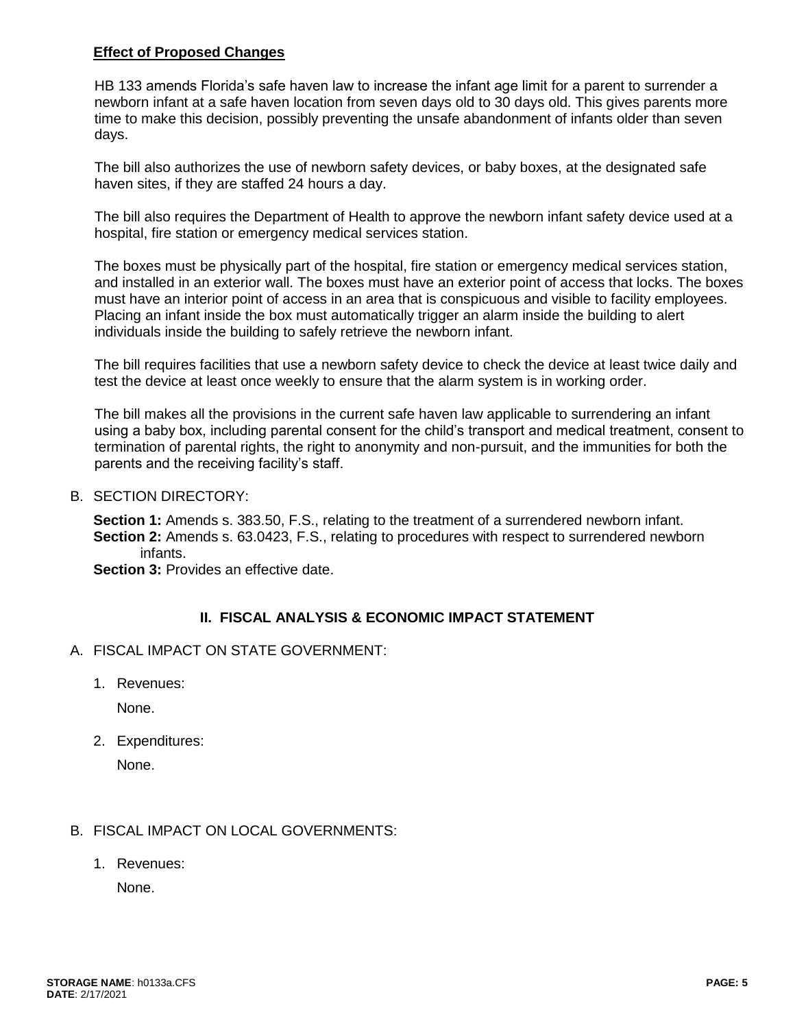**Effect of Proposed Changes**

HB 133 amends Florida's safe haven law to increase the infant age limit for a parent to surrender a newborn infant at a safe haven location from seven days old to 30 days old. This gives parents more time to make this decision, possibly preventing the unsafe abandonment of infants older than seven days.

The bill also authorizes the use of newborn safety devices, or baby boxes, at the designated safe haven sites, if they are staffed 24 hours a day.

The bill also requires the Department of Health to approve the newborn infant safety device used at a hospital, fire station or emergency medical services station.

The boxes must be physically part of the hospital, fire station or emergency medical services station, and installed in an exterior wall. The boxes must have an exterior point of access that locks. The boxes must have an interior point of access in an area that is conspicuous and visible to facility employees. Placing an infant inside the box must automatically trigger an alarm inside the building to alert individuals inside the building to safely retrieve the newborn infant.

The bill requires facilities that use a newborn safety device to check the device at least twice daily and test the device at least once weekly to ensure that the alarm system is in working order.

The bill makes all the provisions in the current safe haven law applicable to surrendering an infant using a baby box, including parental consent for the child's transport and medical treatment, consent to termination of parental rights, the right to anonymity and non-pursuit, and the immunities for both the parents and the receiving facility's staff.

B. SECTION DIRECTORY:

**Section 1:** Amends s. 383.50, F.S., relating to the treatment of a surrendered newborn infant.
**Section 2:** Amends s. 63.0423, F.S., relating to procedures with respect to surrendered newborn infants.
**Section 3:** Provides an effective date.

## II. FISCAL ANALYSIS & ECONOMIC IMPACT STATEMENT

A. FISCAL IMPACT ON STATE GOVERNMENT:

1. Revenues:

   None.

2. Expenditures:

   None.

B. FISCAL IMPACT ON LOCAL GOVERNMENTS:

1. Revenues:

   None.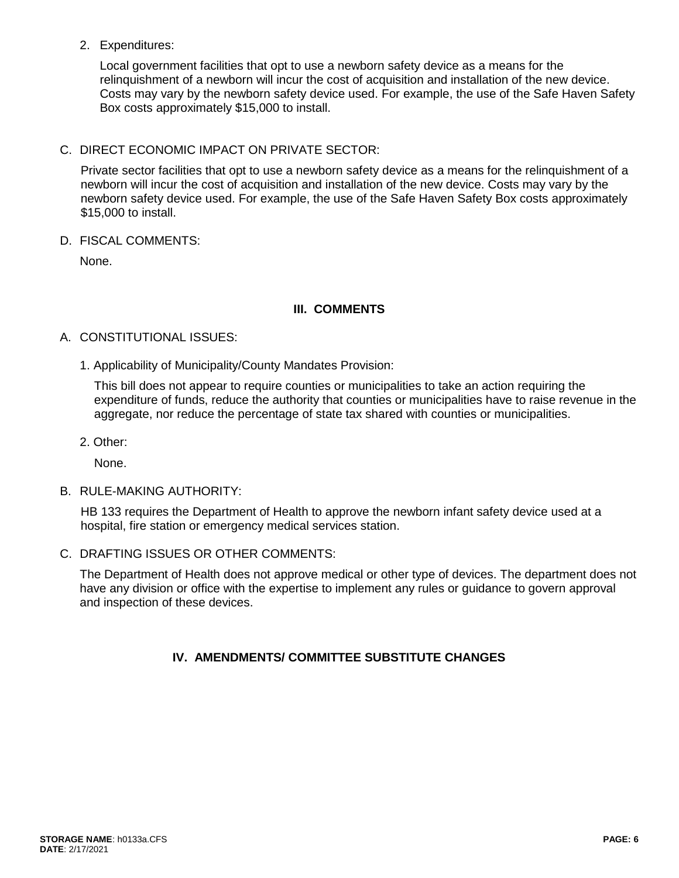2. Expenditures:

   Local government facilities that opt to use a newborn safety device as a means for the relinquishment of a newborn will incur the cost of acquisition and installation of the new device. Costs may vary by the newborn safety device used. For example, the use of the Safe Haven Safety Box costs approximately $15,000 to install.

C. DIRECT ECONOMIC IMPACT ON PRIVATE SECTOR:

Private sector facilities that opt to use a newborn safety device as a means for the relinquishment of a newborn will incur the cost of acquisition and installation of the new device. Costs may vary by the newborn safety device used. For example, the use of the Safe Haven Safety Box costs approximately $15,000 to install.

D. FISCAL COMMENTS:

None.

## III. COMMENTS

A. CONSTITUTIONAL ISSUES:

1. Applicability of Municipality/County Mandates Provision:

   This bill does not appear to require counties or municipalities to take an action requiring the expenditure of funds, reduce the authority that counties or municipalities have to raise revenue in the aggregate, nor reduce the percentage of state tax shared with counties or municipalities.

2. Other:

   None.

B. RULE-MAKING AUTHORITY:

HB 133 requires the Department of Health to approve the newborn infant safety device used at a hospital, fire station or emergency medical services station.

C. DRAFTING ISSUES OR OTHER COMMENTS:

The Department of Health does not approve medical or other type of devices. The department does not have any division or office with the expertise to implement any rules or guidance to govern approval and inspection of these devices.

## IV. AMENDMENTS/ COMMITTEE SUBSTITUTE CHANGES